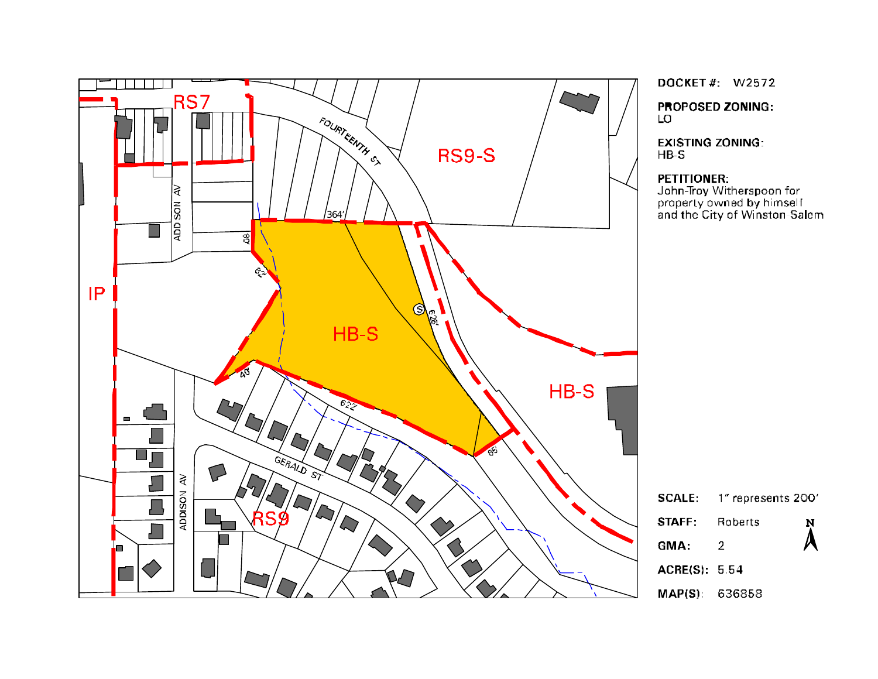**DOCKET #:** W2572

**PROPOSED ZONING:**
LO

**EXISTING ZONING:**
HB-S

**PETITIONER:**
John-Troy Witherspoon for property owned by himself and the City of Winston-Salem

**SCALE:** 1" represents 200'

**STAFF:** Roberts

**GMA:** 2

**ACRE(S):** 5.54

**MAP(S):** 636858

N

RS7

RS9-S

IP

HB-S

HB-S

RS9

FOURTEENTH ST

ADDISON AV

ADDISON AV

GERALD ST

364'

68'

82'

626'

40'

622'

68'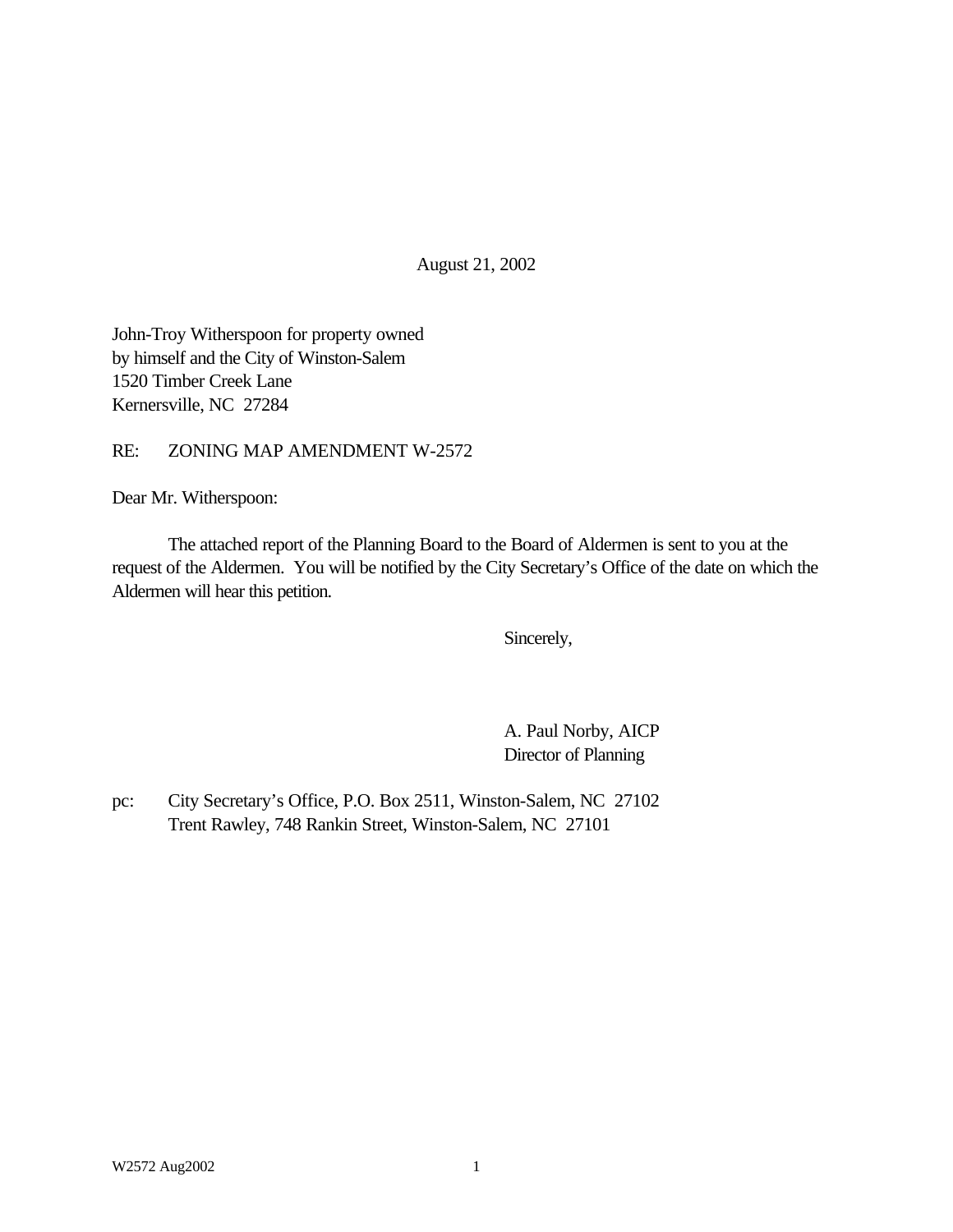August 21, 2002

John-Troy Witherspoon for property owned
by himself and the City of Winston-Salem
1520 Timber Creek Lane
Kernersville, NC 27284

RE: ZONING MAP AMENDMENT W-2572

Dear Mr. Witherspoon:

The attached report of the Planning Board to the Board of Aldermen is sent to you at the request of the Aldermen. You will be notified by the City Secretary's Office of the date on which the Aldermen will hear this petition.

Sincerely,

A. Paul Norby, AICP
Director of Planning

pc: City Secretary's Office, P.O. Box 2511, Winston-Salem, NC 27102
Trent Rawley, 748 Rankin Street, Winston-Salem, NC 27101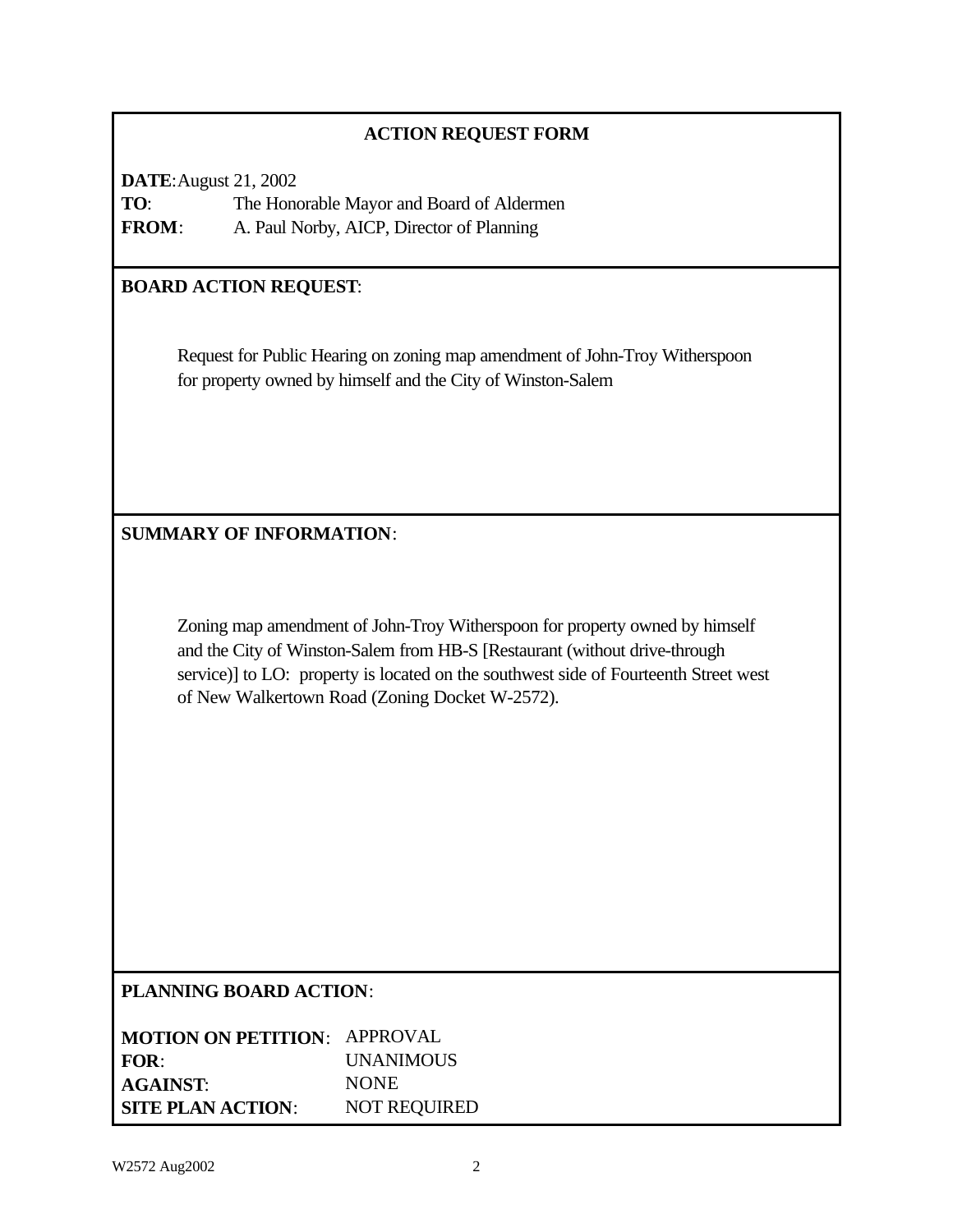## ACTION REQUEST FORM

**DATE**: August 21, 2002
**TO**: The Honorable Mayor and Board of Aldermen
**FROM**: A. Paul Norby, AICP, Director of Planning

**BOARD ACTION REQUEST**:

Request for Public Hearing on zoning map amendment of John-Troy Witherspoon for property owned by himself and the City of Winston-Salem

**SUMMARY OF INFORMATION**:

Zoning map amendment of John-Troy Witherspoon for property owned by himself and the City of Winston-Salem from HB-S [Restaurant (without drive-through service)] to LO: property is located on the southwest side of Fourteenth Street west of New Walkertown Road (Zoning Docket W-2572).

**PLANNING BOARD ACTION**:

**MOTION ON PETITION**: APPROVAL
**FOR**: UNANIMOUS
**AGAINST**: NONE
**SITE PLAN ACTION**: NOT REQUIRED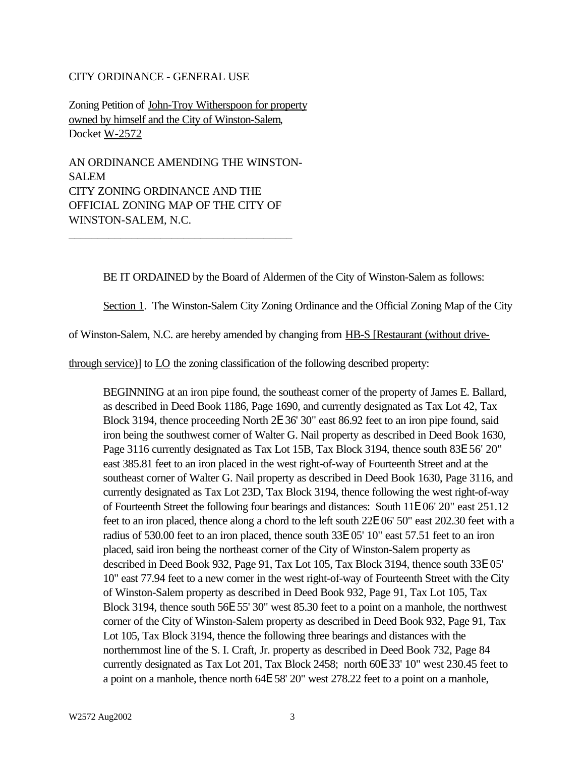CITY ORDINANCE - GENERAL USE

Zoning Petition of John-Troy Witherspoon for property owned by himself and the City of Winston-Salem, Docket W-2572

AN ORDINANCE AMENDING THE WINSTON-SALEM CITY ZONING ORDINANCE AND THE OFFICIAL ZONING MAP OF THE CITY OF WINSTON-SALEM, N.C.

---

BE IT ORDAINED by the Board of Aldermen of the City of Winston-Salem as follows:

Section 1. The Winston-Salem City Zoning Ordinance and the Official Zoning Map of the City of Winston-Salem, N.C. are hereby amended by changing from HB-S [Restaurant (without drive-through service)] to LO the zoning classification of the following described property:

> BEGINNING at an iron pipe found, the southeast corner of the property of James E. Ballard, as described in Deed Book 1186, Page 1690, and currently designated as Tax Lot 42, Tax Block 3194, thence proceeding North 2E 36' 30" east 86.92 feet to an iron pipe found, said iron being the southwest corner of Walter G. Nail property as described in Deed Book 1630, Page 3116 currently designated as Tax Lot 15B, Tax Block 3194, thence south 83E 56' 20" east 385.81 feet to an iron placed in the west right-of-way of Fourteenth Street and at the southeast corner of Walter G. Nail property as described in Deed Book 1630, Page 3116, and currently designated as Tax Lot 23D, Tax Block 3194, thence following the west right-of-way of Fourteenth Street the following four bearings and distances: South 11E 06' 20" east 251.12 feet to an iron placed, thence along a chord to the left south 22E 06' 50" east 202.30 feet with a radius of 530.00 feet to an iron placed, thence south 33E 05' 10" east 57.51 feet to an iron placed, said iron being the northeast corner of the City of Winston-Salem property as described in Deed Book 932, Page 91, Tax Lot 105, Tax Block 3194, thence south 33E 05' 10" east 77.94 feet to a new corner in the west right-of-way of Fourteenth Street with the City of Winston-Salem property as described in Deed Book 932, Page 91, Tax Lot 105, Tax Block 3194, thence south 56E 55' 30" west 85.30 feet to a point on a manhole, the northwest corner of the City of Winston-Salem property as described in Deed Book 932, Page 91, Tax Lot 105, Tax Block 3194, thence the following three bearings and distances with the northernmost line of the S. I. Craft, Jr. property as described in Deed Book 732, Page 84 currently designated as Tax Lot 201, Tax Block 2458; north 60E 33' 10" west 230.45 feet to a point on a manhole, thence north 64E 58' 20" west 278.22 feet to a point on a manhole,

W2572 Aug2002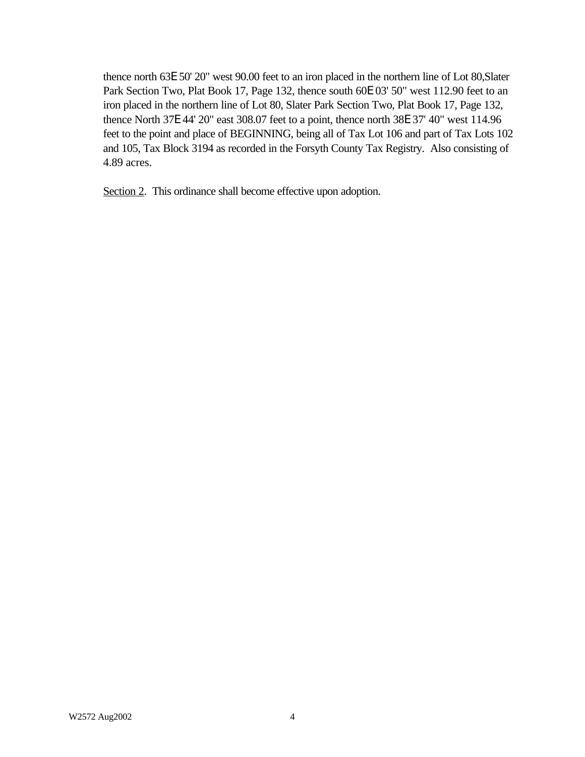thence north 63E 50' 20" west 90.00 feet to an iron placed in the northern line of Lot 80,Slater Park Section Two, Plat Book 17, Page 132, thence south 60E 03' 50" west 112.90 feet to an iron placed in the northern line of Lot 80, Slater Park Section Two, Plat Book 17, Page 132, thence North 37E 44' 20" east 308.07 feet to a point, thence north 38E 37' 40" west 114.96 feet to the point and place of BEGINNING, being all of Tax Lot 106 and part of Tax Lots 102 and 105, Tax Block 3194 as recorded in the Forsyth County Tax Registry. Also consisting of 4.89 acres.

<u>Section 2</u>. This ordinance shall become effective upon adoption.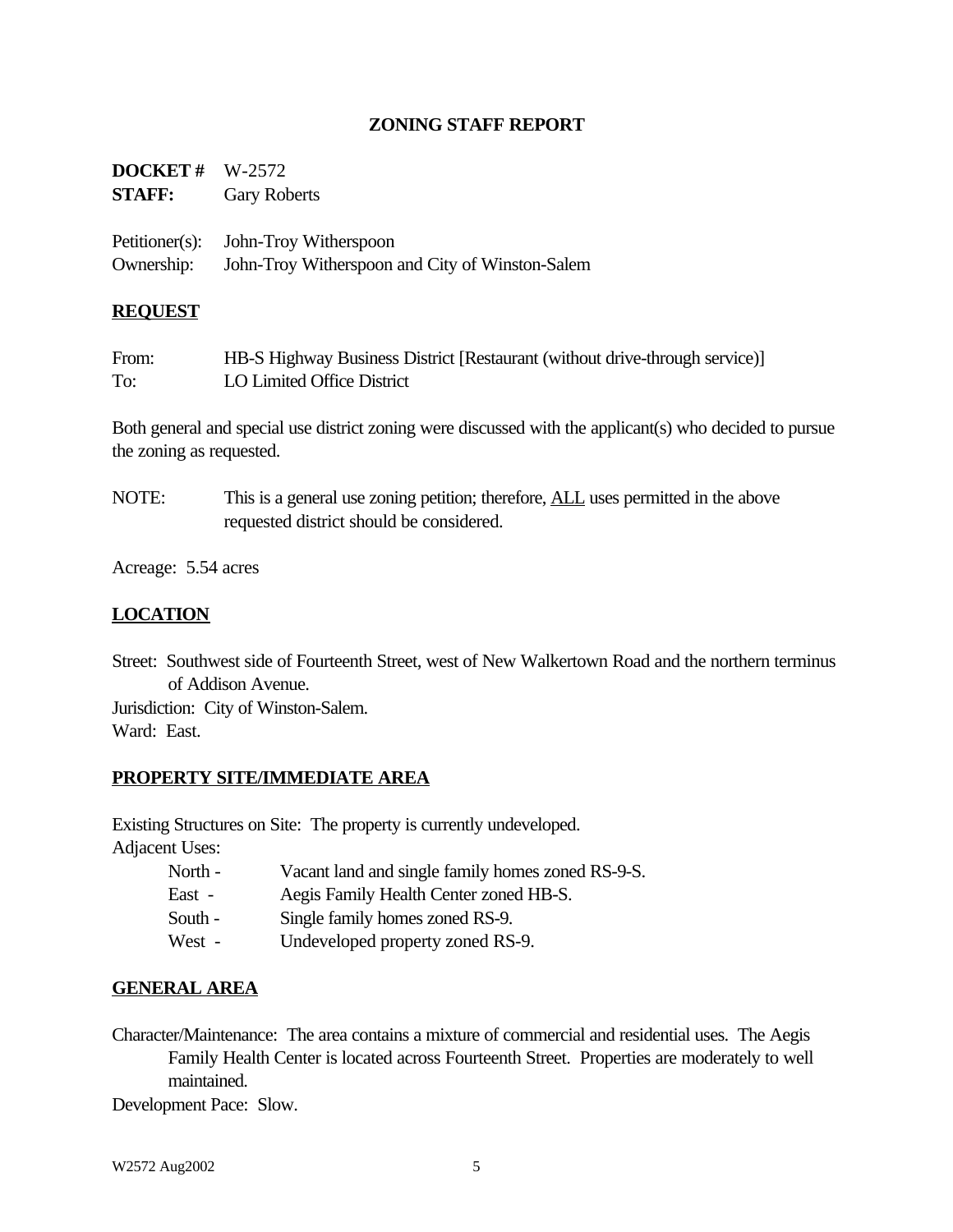# ZONING STAFF REPORT

**DOCKET #** W-2572
**STAFF:** Gary Roberts

Petitioner(s): John-Troy Witherspoon
Ownership: John-Troy Witherspoon and City of Winston-Salem

## REQUEST

From: HB-S Highway Business District [Restaurant (without drive-through service)]
To: LO Limited Office District

Both general and special use district zoning were discussed with the applicant(s) who decided to pursue the zoning as requested.

NOTE: This is a general use zoning petition; therefore, ALL uses permitted in the above requested district should be considered.

Acreage: 5.54 acres

## LOCATION

Street: Southwest side of Fourteenth Street, west of New Walkertown Road and the northern terminus of Addison Avenue.
Jurisdiction: City of Winston-Salem.
Ward: East.

## PROPERTY SITE/IMMEDIATE AREA

Existing Structures on Site: The property is currently undeveloped.
Adjacent Uses:

- North - Vacant land and single family homes zoned RS-9-S.
- East - Aegis Family Health Center zoned HB-S.
- South - Single family homes zoned RS-9.
- West - Undeveloped property zoned RS-9.

## GENERAL AREA

Character/Maintenance: The area contains a mixture of commercial and residential uses. The Aegis Family Health Center is located across Fourteenth Street. Properties are moderately to well maintained.
Development Pace: Slow.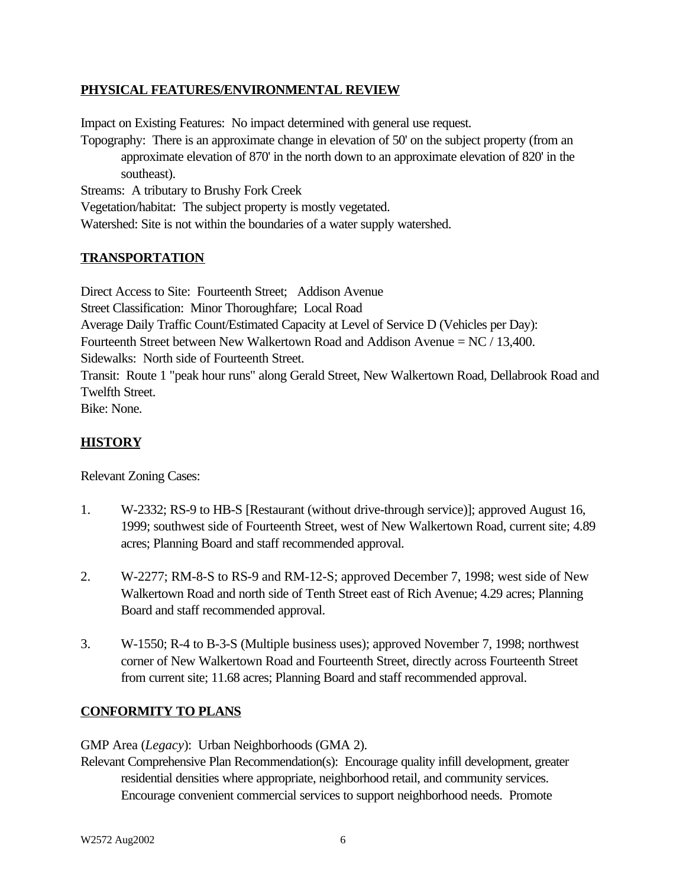## PHYSICAL FEATURES/ENVIRONMENTAL REVIEW

Impact on Existing Features: No impact determined with general use request.

Topography: There is an approximate change in elevation of 50' on the subject property (from an approximate elevation of 870' in the north down to an approximate elevation of 820' in the southeast).

Streams: A tributary to Brushy Fork Creek

Vegetation/habitat: The subject property is mostly vegetated.

Watershed: Site is not within the boundaries of a water supply watershed.

## TRANSPORTATION

Direct Access to Site: Fourteenth Street; Addison Avenue

Street Classification: Minor Thoroughfare; Local Road

Average Daily Traffic Count/Estimated Capacity at Level of Service D (Vehicles per Day):

Fourteenth Street between New Walkertown Road and Addison Avenue = NC / 13,400.

Sidewalks: North side of Fourteenth Street.

Transit: Route 1 "peak hour runs" along Gerald Street, New Walkertown Road, Dellabrook Road and Twelfth Street.

Bike: None.

## HISTORY

Relevant Zoning Cases:

1. W-2332; RS-9 to HB-S [Restaurant (without drive-through service)]; approved August 16, 1999; southwest side of Fourteenth Street, west of New Walkertown Road, current site; 4.89 acres; Planning Board and staff recommended approval.

2. W-2277; RM-8-S to RS-9 and RM-12-S; approved December 7, 1998; west side of New Walkertown Road and north side of Tenth Street east of Rich Avenue; 4.29 acres; Planning Board and staff recommended approval.

3. W-1550; R-4 to B-3-S (Multiple business uses); approved November 7, 1998; northwest corner of New Walkertown Road and Fourteenth Street, directly across Fourteenth Street from current site; 11.68 acres; Planning Board and staff recommended approval.

## CONFORMITY TO PLANS

GMP Area (*Legacy*): Urban Neighborhoods (GMA 2).

Relevant Comprehensive Plan Recommendation(s): Encourage quality infill development, greater residential densities where appropriate, neighborhood retail, and community services. Encourage convenient commercial services to support neighborhood needs. Promote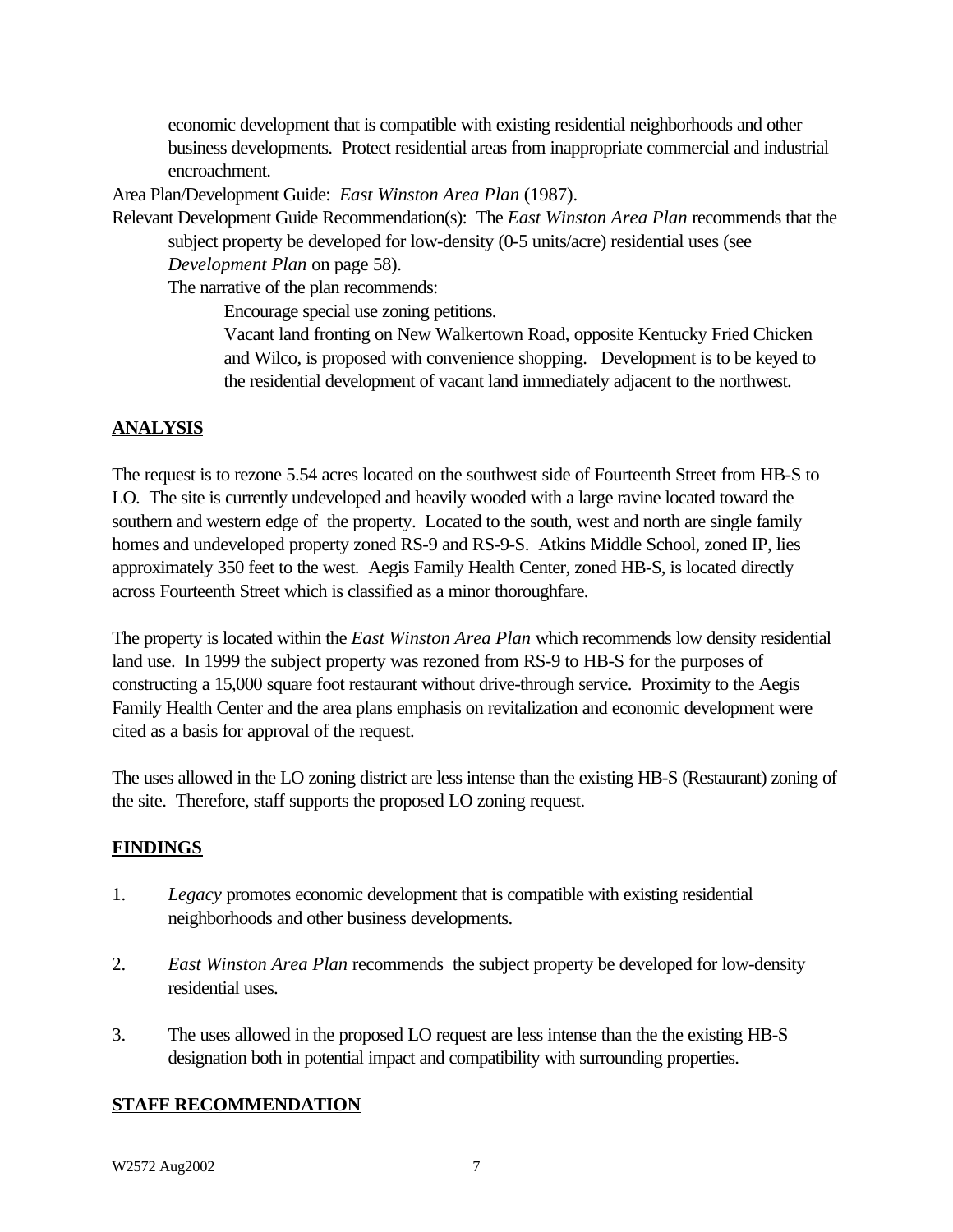economic development that is compatible with existing residential neighborhoods and other business developments. Protect residential areas from inappropriate commercial and industrial encroachment.

Area Plan/Development Guide: *East Winston Area Plan* (1987).

Relevant Development Guide Recommendation(s): The *East Winston Area Plan* recommends that the subject property be developed for low-density (0-5 units/acre) residential uses (see *Development Plan* on page 58).

The narrative of the plan recommends:

Encourage special use zoning petitions.

Vacant land fronting on New Walkertown Road, opposite Kentucky Fried Chicken and Wilco, is proposed with convenience shopping. Development is to be keyed to the residential development of vacant land immediately adjacent to the northwest.

## ANALYSIS

The request is to rezone 5.54 acres located on the southwest side of Fourteenth Street from HB-S to LO. The site is currently undeveloped and heavily wooded with a large ravine located toward the southern and western edge of the property. Located to the south, west and north are single family homes and undeveloped property zoned RS-9 and RS-9-S. Atkins Middle School, zoned IP, lies approximately 350 feet to the west. Aegis Family Health Center, zoned HB-S, is located directly across Fourteenth Street which is classified as a minor thoroughfare.

The property is located within the *East Winston Area Plan* which recommends low density residential land use. In 1999 the subject property was rezoned from RS-9 to HB-S for the purposes of constructing a 15,000 square foot restaurant without drive-through service. Proximity to the Aegis Family Health Center and the area plans emphasis on revitalization and economic development were cited as a basis for approval of the request.

The uses allowed in the LO zoning district are less intense than the existing HB-S (Restaurant) zoning of the site. Therefore, staff supports the proposed LO zoning request.

## FINDINGS

1. *Legacy* promotes economic development that is compatible with existing residential neighborhoods and other business developments.

2. *East Winston Area Plan* recommends the subject property be developed for low-density residential uses.

3. The uses allowed in the proposed LO request are less intense than the the existing HB-S designation both in potential impact and compatibility with surrounding properties.

## STAFF RECOMMENDATION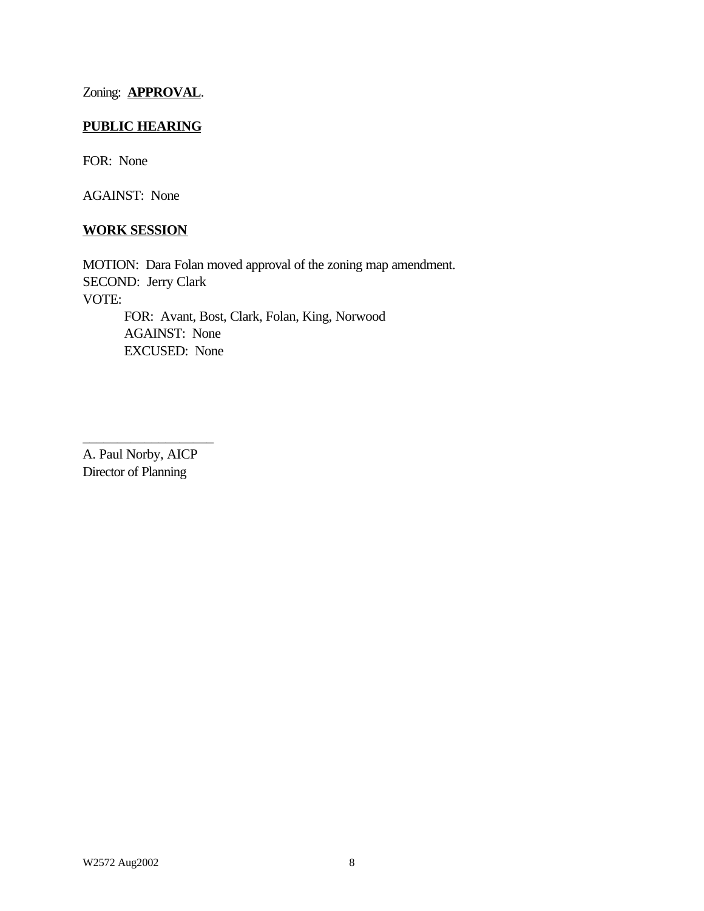Zoning: **APPROVAL**.

**PUBLIC HEARING**

FOR: None

AGAINST: None

**WORK SESSION**

MOTION: Dara Folan moved approval of the zoning map amendment.
SECOND: Jerry Clark
VOTE:

FOR: Avant, Bost, Clark, Folan, King, Norwood
AGAINST: None
EXCUSED: None

\_\_\_\_\_\_\_\_\_\_\_\_\_\_\_\_\_\_\_

A. Paul Norby, AICP
Director of Planning

W2572 Aug2002